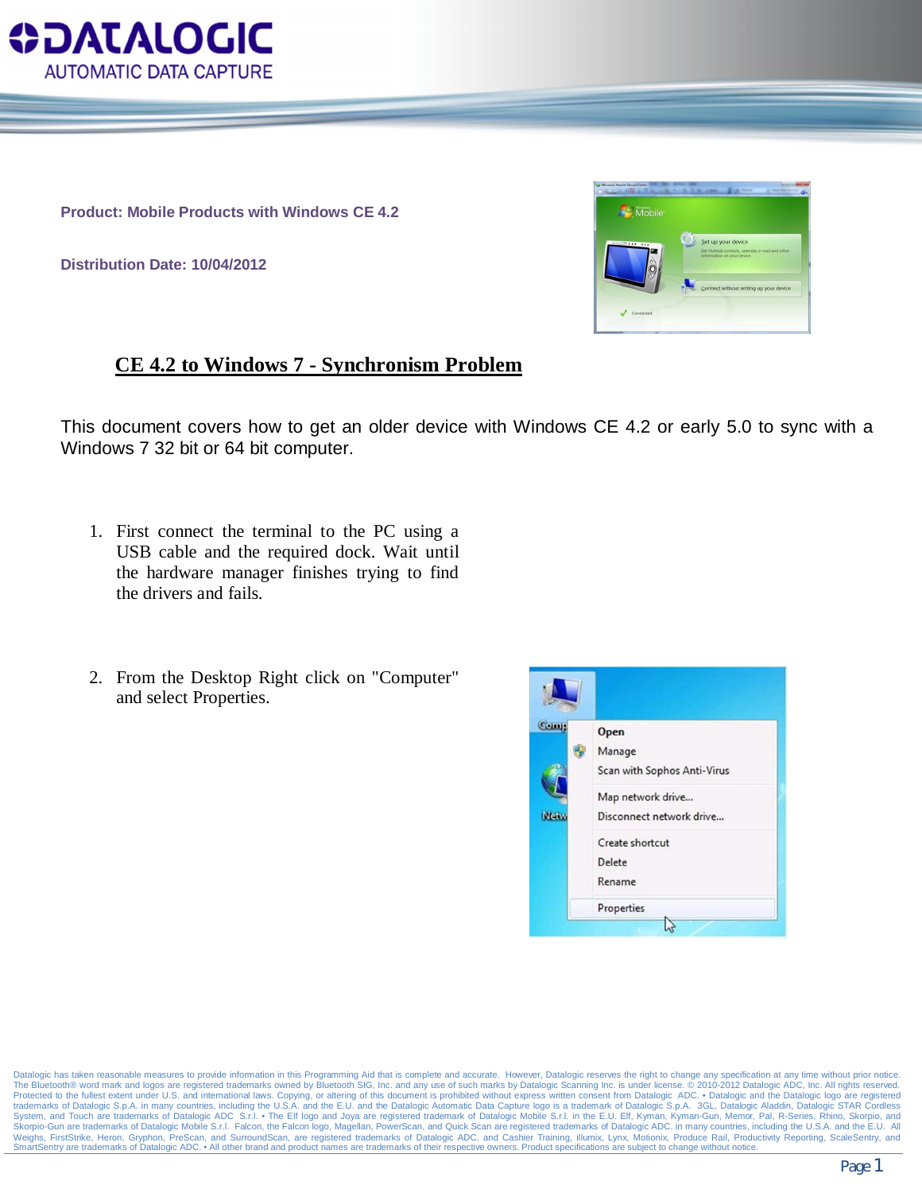**Product: Mobile Products with Windows CE 4.2**

**Distribution Date: 10/04/2012**

# CE 4.2 to Windows 7 - Synchronism Problem

This document covers how to get an older device with Windows CE 4.2 or early 5.0 to sync with a Windows 7 32 bit or 64 bit computer.

1. First connect the terminal to the PC using a USB cable and the required dock. Wait until the hardware manager finishes trying to find the drivers and fails.

2. From the Desktop Right click on "Computer" and select Properties.

Datalogic has taken reasonable measures to provide information in this Programming Aid that is complete and accurate. However, Datalogic reserves the right to change any specification at any time without prior notice. The Bluetooth® word mark and logos are registered trademarks owned by Bluetooth SIG, Inc. and any use of such marks by Datalogic Scanning Inc. is under license. © 2010-2012 Datalogic ADC, Inc. All rights reserved. Protected to the fullest extent under U.S. and international laws. Copying, or altering of this document is prohibited without express written consent from Datalogic ADC. • Datalogic and the Datalogic logo are registered trademarks of Datalogic S.p.A. in many countries, including the U.S.A. and the E.U. and the Datalogic Automatic Data Capture logo is a trademark of Datalogic S.p.A. 3GL, Datalogic Aladdin, Datalogic STAR Cordless System, and Touch are trademarks of Datalogic ADC S.r.l. • The Elf logo and Joya are registered trademark of Datalogic Mobile S.r.l. in the E.U. Elf, Kyman, Kyman-Gun, Memor, Pal, R-Series, Rhino, Skorpio, and Skorpio-Gun are trademarks of Datalogic Mobile S.r.l. Falcon, the Falcon logo, Magellan, PowerScan, and Quick Scan are registered trademarks of Datalogic ADC. in many countries, including the U.S.A. and the E.U. All Weighs, FirstStrike, Heron, Gryphon, PreScan, and SurroundScan, are registered trademarks of Datalogic ADC. and Cashier Training, illumix, Lynx, Motionix, Produce Rail, Productivity Reporting, ScaleSentry, and SmartSentry are trademarks of Datalogic ADC. • All other brand and product names are trademarks of their respective owners. Product specifications are subject to change without notice.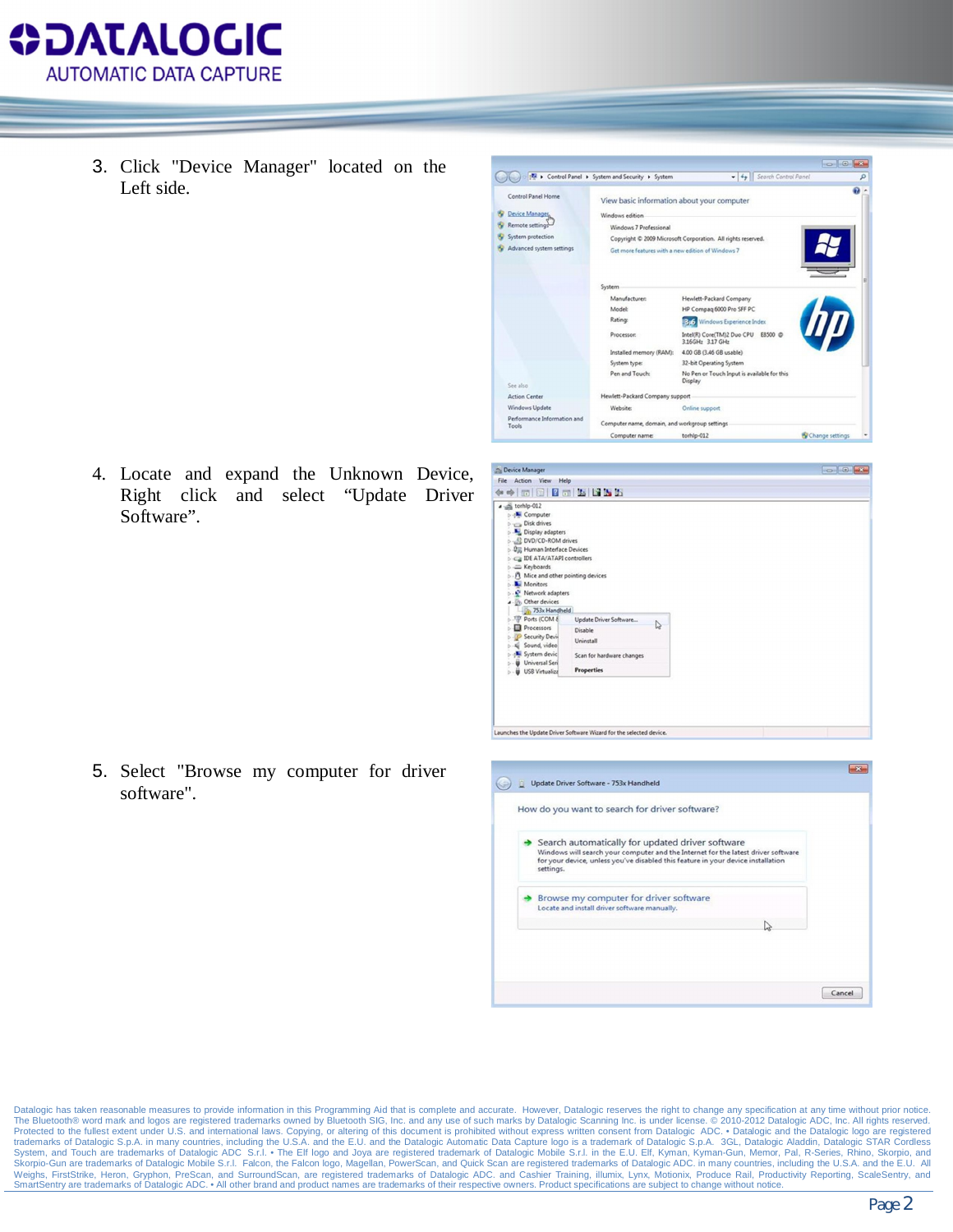3. Click "Device Manager" located on the Left side.

4. Locate and expand the Unknown Device, Right click and select “Update Driver Software”.

5. Select "Browse my computer for driver software".

Datalogic has taken reasonable measures to provide information in this Programming Aid that is complete and accurate. However, Datalogic reserves the right to change any specification at any time without prior notice. The Bluetooth® word mark and logos are registered trademarks owned by Bluetooth SIG, Inc. and any use of such marks by Datalogic Scanning Inc. is under license. © 2010-2012 Datalogic ADC, Inc. All rights reserved. Protected to the fullest extent under U.S. and international laws. Copying, or altering of this document is prohibited without express written consent from Datalogic ADC. • Datalogic and the Datalogic logo are registered trademarks of Datalogic S.p.A. in many countries, including the U.S.A. and the E.U. and the Datalogic Automatic Data Capture logo is a trademark of Datalogic S.p.A. 3GL, Datalogic Aladdin, Datalogic STAR Cordless System, and Touch are trademarks of Datalogic ADC S.r.l. • The Elf logo and Joya are registered trademark of Datalogic Mobile S.r.l. in the E.U. Elf, Kyman, Kyman-Gun, Memor, Pal, R-Series, Rhino, Skorpio, and Skorpio-Gun are trademarks of Datalogic Mobile S.r.l. Falcon, the Falcon logo, Magellan, PowerScan, and Quick Scan are registered trademarks of Datalogic ADC. in many countries, including the U.S.A. and the E.U. All Weighs, FirstStrike, Heron, Gryphon, PreScan, and SurroundScan, are registered trademarks of Datalogic ADC. and Cashier Training, illumix, Lynx, Motionix, Produce Rail, Productivity Reporting, ScaleSentry, and SmartSentry are trademarks of Datalogic ADC. • All other brand and product names are trademarks of their respective owners. Product specifications are subject to change without notice.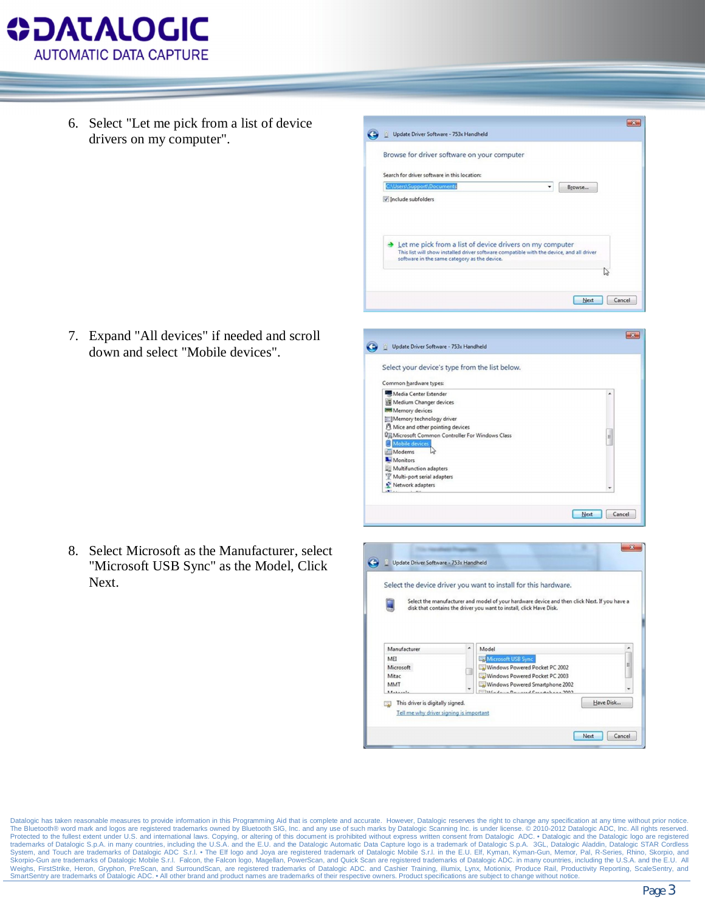6. Select "Let me pick from a list of device drivers on my computer".

7. Expand "All devices" if needed and scroll down and select "Mobile devices".

8. Select Microsoft as the Manufacturer, select "Microsoft USB Sync" as the Model, Click Next.

Datalogic has taken reasonable measures to provide information in this Programming Aid that is complete and accurate. However, Datalogic reserves the right to change any specification at any time without prior notice. The Bluetooth® word mark and logos are registered trademarks owned by Bluetooth SIG, Inc. and any use of such marks by Datalogic Scanning Inc. is under license. © 2010-2012 Datalogic ADC, Inc. All rights reserved. Protected to the fullest extent under U.S. and international laws. Copying, or altering of this document is prohibited without express written consent from Datalogic ADC. • Datalogic and the Datalogic logo are registered trademarks of Datalogic S.p.A. in many countries, including the U.S.A. and the E.U. and the Datalogic Automatic Data Capture logo is a trademark of Datalogic S.p.A. 3GL, Datalogic Aladdin, Datalogic STAR Cordless System, and Touch are trademarks of Datalogic ADC S.r.l. • The Elf logo and Joya are registered trademark of Datalogic Mobile S.r.l. in the E.U. Elf, Kyman, Kyman-Gun, Memor, Pal, R-Series, Rhino, Skorpio, and Skorpio-Gun are trademarks of Datalogic Mobile S.r.l. Falcon, the Falcon logo, Magellan, PowerScan, and Quick Scan are registered trademarks of Datalogic ADC. in many countries, including the U.S.A. and the E.U. All Weighs, FirstStrike, Heron, Gryphon, PreScan, and SurroundScan, are registered trademarks of Datalogic ADC. and Cashier Training, illumix, Lynx, Motionix, Produce Rail, Productivity Reporting, ScaleSentry, and SmartSentry are trademarks of Datalogic ADC. • All other brand and product names are trademarks of their respective owners. Product specifications are subject to change without notice.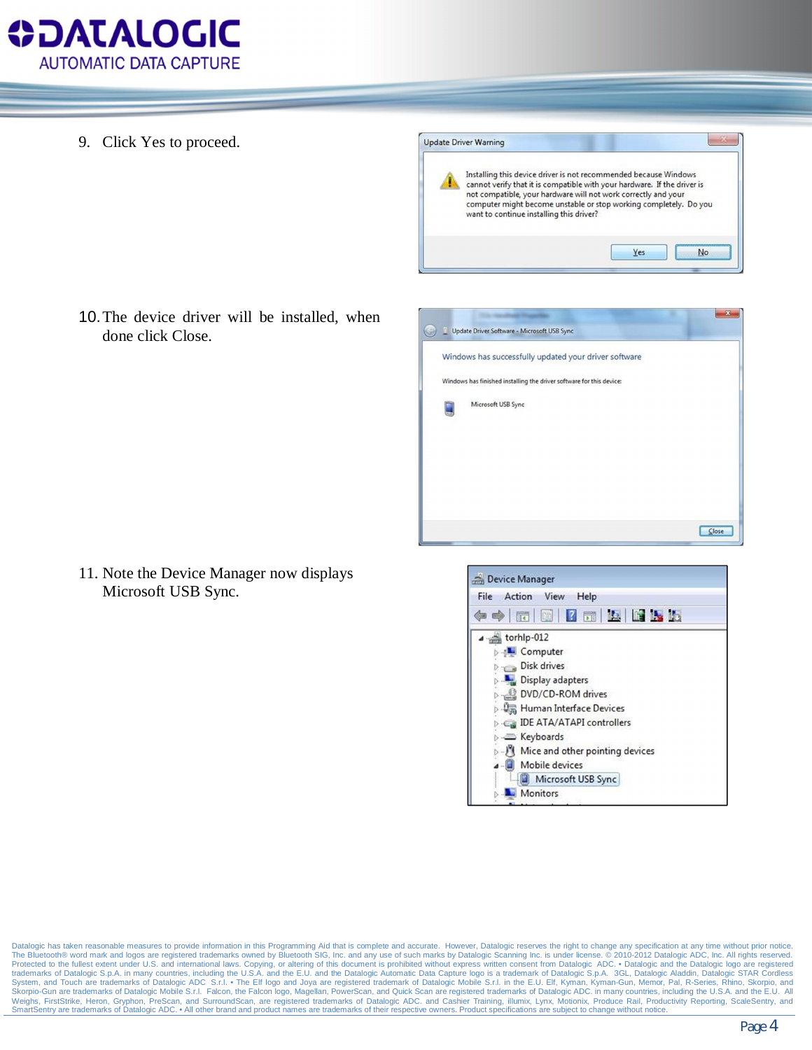9. Click Yes to proceed.

10. The device driver will be installed, when done click Close.

11. Note the Device Manager now displays Microsoft USB Sync.

Datalogic has taken reasonable measures to provide information in this Programming Aid that is complete and accurate. However, Datalogic reserves the right to change any specification at any time without prior notice. The Bluetooth® word mark and logos are registered trademarks owned by Bluetooth SIG, Inc. and any use of such marks by Datalogic Scanning Inc. is under license. © 2010-2012 Datalogic ADC, Inc. All rights reserved. Protected to the fullest extent under U.S. and international laws. Copying, or altering of this document is prohibited without express written consent from Datalogic ADC. • Datalogic and the Datalogic logo are registered trademarks of Datalogic S.p.A. in many countries, including the U.S.A. and the E.U. and the Datalogic Automatic Data Capture logo is a trademark of Datalogic S.p.A. 3GL, Datalogic Aladdin, Datalogic STAR Cordless System, and Touch are trademarks of Datalogic ADC S.r.l. • The Elf logo and Joya are registered trademark of Datalogic Mobile S.r.l. in the E.U. Elf, Kyman, Kyman-Gun, Memor, Pal, R-Series, Rhino, Skorpio, and Skorpio-Gun are trademarks of Datalogic Mobile S.r.l. Falcon, the Falcon logo, Magellan, PowerScan, and Quick Scan are registered trademarks of Datalogic ADC. in many countries, including the U.S.A. and the E.U. All Weighs, FirstStrike, Heron, Gryphon, PreScan, and SurroundScan, are registered trademarks of Datalogic ADC. and Cashier Training, illumix, Lynx, Motionix, Produce Rail, Productivity Reporting, ScaleSentry, and SmartSentry are trademarks of Datalogic ADC. • All other brand and product names are trademarks of their respective owners. Product specifications are subject to change without notice.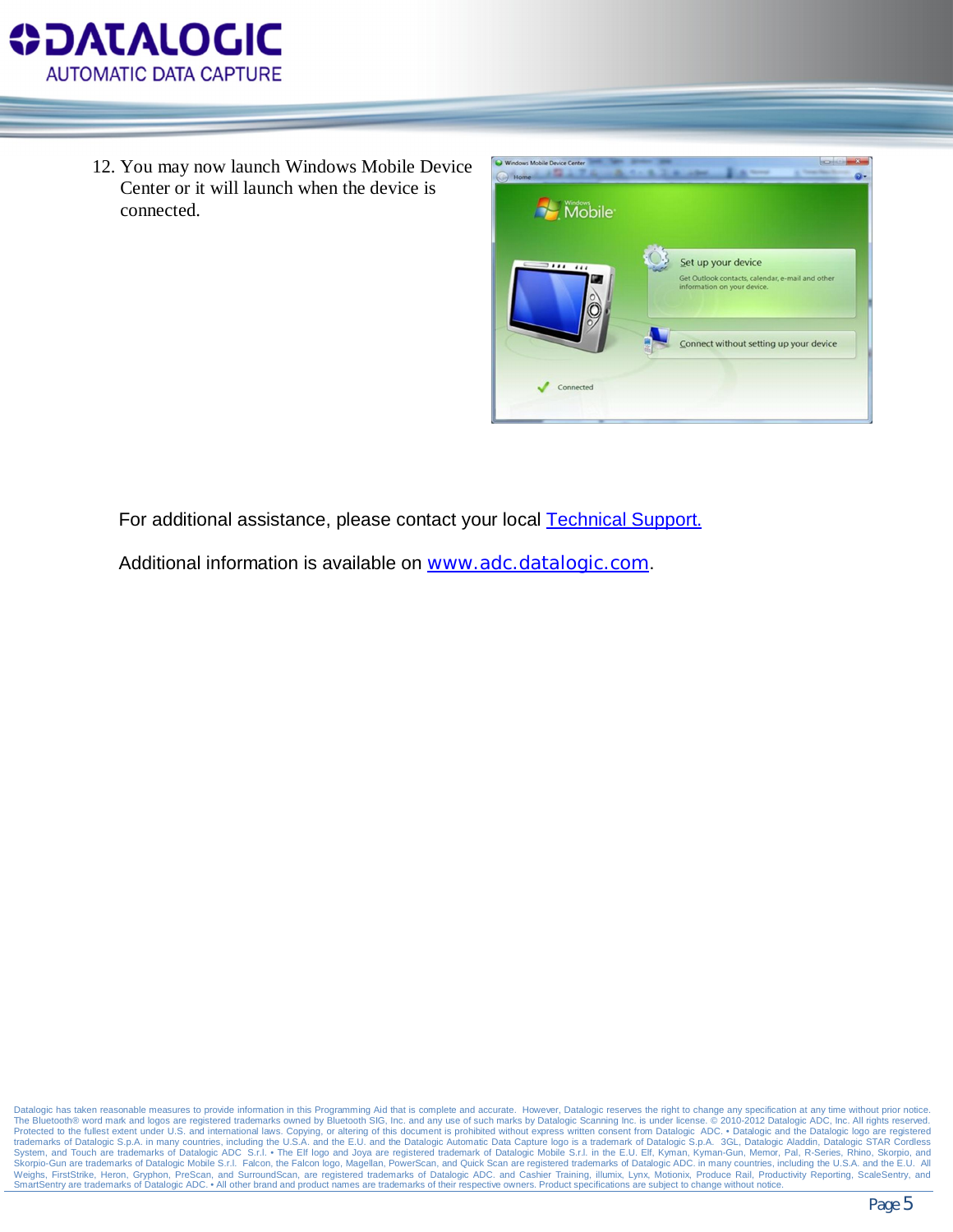12. You may now launch Windows Mobile Device Center or it will launch when the device is connected.

For additional assistance, please contact your local Technical Support.

Additional information is available on www.adc.datalogic.com.

Datalogic has taken reasonable measures to provide information in this Programming Aid that is complete and accurate. However, Datalogic reserves the right to change any specification at any time without prior notice. The Bluetooth® word mark and logos are registered trademarks owned by Bluetooth SIG, Inc. and any use of such marks by Datalogic Scanning Inc. is under license. © 2010-2012 Datalogic ADC, Inc. All rights reserved. Protected to the fullest extent under U.S. and international laws. Copying, or altering of this document is prohibited without express written consent from Datalogic ADC. • Datalogic and the Datalogic logo are registered trademarks of Datalogic S.p.A. in many countries, including the U.S.A. and the E.U. and the Datalogic Automatic Data Capture logo is a trademark of Datalogic S.p.A. 3GL, Datalogic Aladdin, Datalogic STAR Cordless System, and Touch are trademarks of Datalogic ADC S.r.l. • The Elf logo and Joya are registered trademark of Datalogic Mobile S.r.l. in the E.U. Elf, Kyman, Kyman-Gun, Memor, Pal, R-Series, Rhino, Skorpio, and Skorpio-Gun are trademarks of Datalogic Mobile S.r.l. Falcon, the Falcon logo, Magellan, PowerScan, and Quick Scan are registered trademarks of Datalogic ADC. in many countries, including the U.S.A. and the E.U. All Weighs, FirstStrike, Heron, Gryphon, PreScan, and SurroundScan, are registered trademarks of Datalogic ADC. and Cashier Training, illumix, Lynx, Motionix, Produce Rail, Productivity Reporting, ScaleSentry, and SmartSentry are trademarks of Datalogic ADC. • All other brand and product names are trademarks of their respective owners. Product specifications are subject to change without notice.